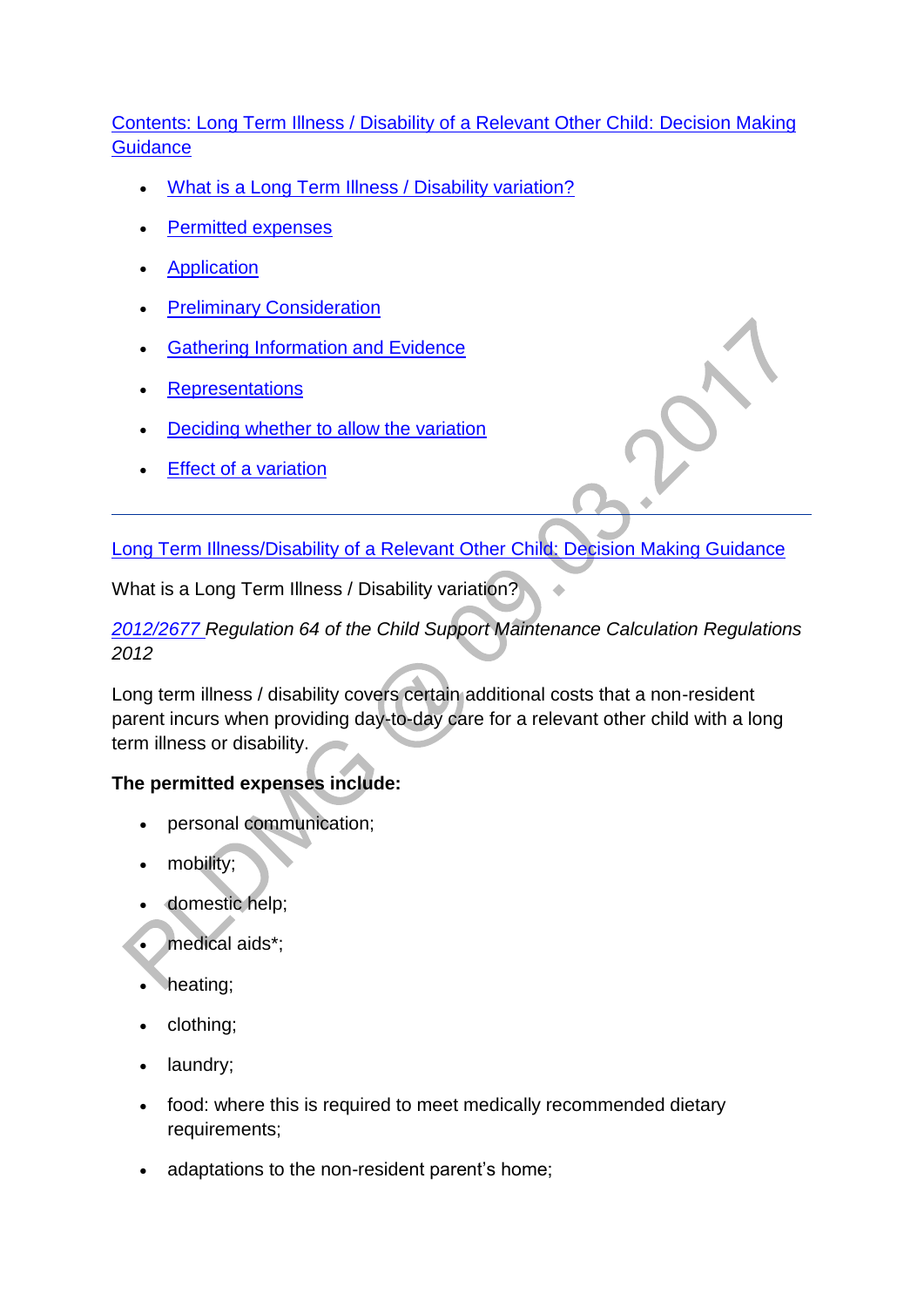Contents: Long Term Illness / Disability of a Relevant Other Child: Decision Making Guidance

- What is a Long Term Illness / Disability variation?
- Permitted expenses
- Application
- Preliminary Consideration
- Gathering Information and Evidence
- Representations
- Deciding whether to allow the variation
- Effect of a variation

---

Long Term Illness/Disability of a Relevant Other Child: Decision Making Guidance

What is a Long Term Illness / Disability variation?

*2012/2677 Regulation 64 of the Child Support Maintenance Calculation Regulations 2012*

Long term illness / disability covers certain additional costs that a non-resident parent incurs when providing day-to-day care for a relevant other child with a long term illness or disability.

**The permitted expenses include:**

- personal communication;
- mobility;
- domestic help;
- medical aids*;
- heating;
- clothing;
- laundry;
- food: where this is required to meet medically recommended dietary requirements;
- adaptations to the non-resident parent's home;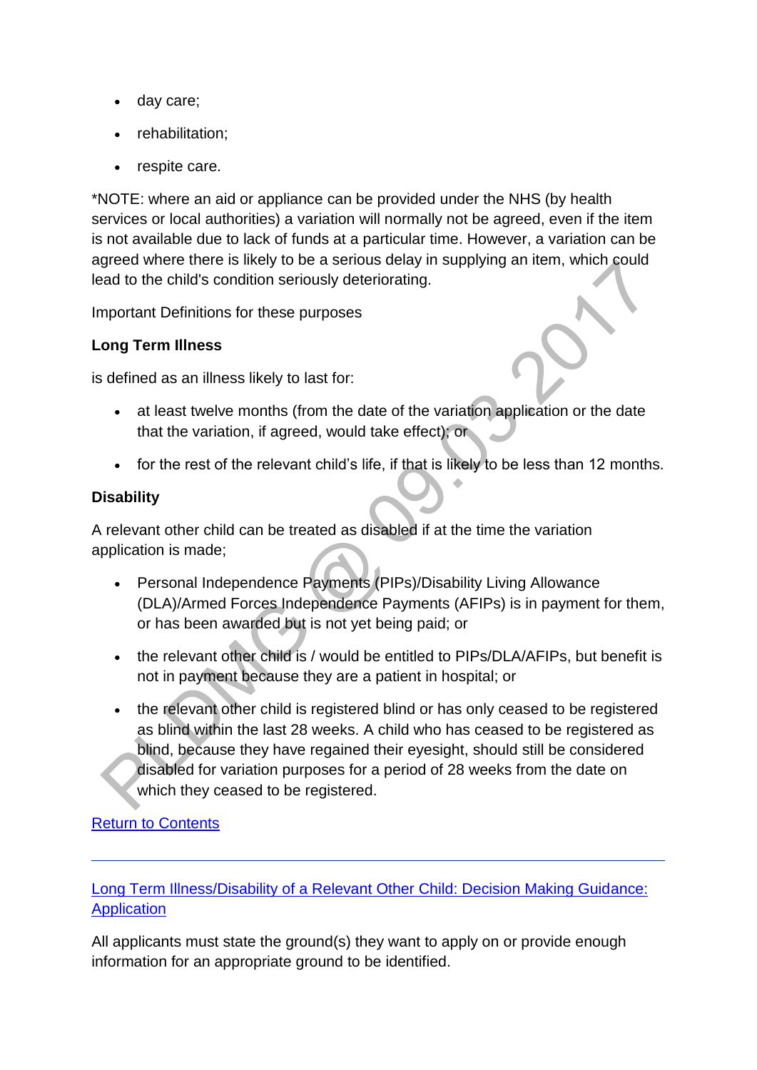- day care;
- rehabilitation;
- respite care.

*NOTE: where an aid or appliance can be provided under the NHS (by health services or local authorities) a variation will normally not be agreed, even if the item is not available due to lack of funds at a particular time. However, a variation can be agreed where there is likely to be a serious delay in supplying an item, which could lead to the child's condition seriously deteriorating.

Important Definitions for these purposes

**Long Term Illness**

is defined as an illness likely to last for:

- at least twelve months (from the date of the variation application or the date that the variation, if agreed, would take effect); or
- for the rest of the relevant child's life, if that is likely to be less than 12 months.

**Disability**

A relevant other child can be treated as disabled if at the time the variation application is made;

- Personal Independence Payments (PIPs)/Disability Living Allowance (DLA)/Armed Forces Independence Payments (AFIPs) is in payment for them, or has been awarded but is not yet being paid; or
- the relevant other child is / would be entitled to PIPs/DLA/AFIPs, but benefit is not in payment because they are a patient in hospital; or
- the relevant other child is registered blind or has only ceased to be registered as blind within the last 28 weeks. A child who has ceased to be registered as blind, because they have regained their eyesight, should still be considered disabled for variation purposes for a period of 28 weeks from the date on which they ceased to be registered.

Return to Contents

---

Long Term Illness/Disability of a Relevant Other Child: Decision Making Guidance: Application

All applicants must state the ground(s) they want to apply on or provide enough information for an appropriate ground to be identified.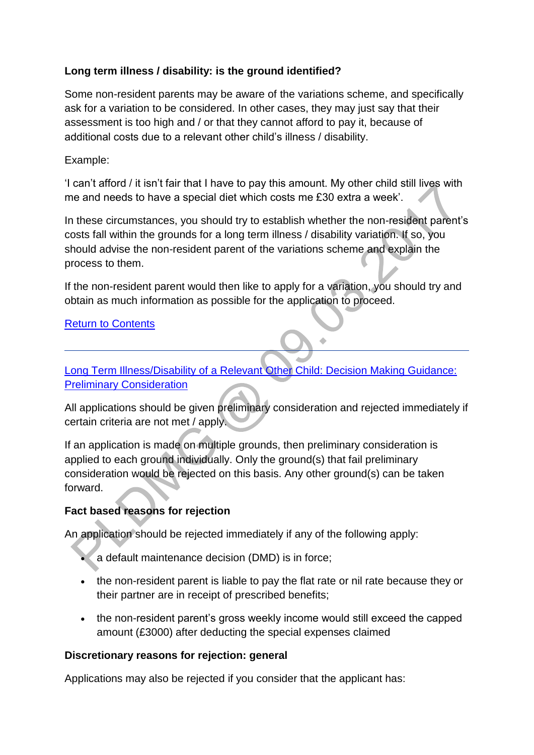**Long term illness / disability: is the ground identified?**

Some non-resident parents may be aware of the variations scheme, and specifically ask for a variation to be considered. In other cases, they may just say that their assessment is too high and / or that they cannot afford to pay it, because of additional costs due to a relevant other child's illness / disability.

Example:

'I can't afford / it isn't fair that I have to pay this amount. My other child still lives with me and needs to have a special diet which costs me £30 extra a week'.

In these circumstances, you should try to establish whether the non-resident parent's costs fall within the grounds for a long term illness / disability variation. If so, you should advise the non-resident parent of the variations scheme and explain the process to them.

If the non-resident parent would then like to apply for a variation, you should try and obtain as much information as possible for the application to proceed.

Return to Contents

---

Long Term Illness/Disability of a Relevant Other Child: Decision Making Guidance: Preliminary Consideration

All applications should be given preliminary consideration and rejected immediately if certain criteria are not met / apply.

If an application is made on multiple grounds, then preliminary consideration is applied to each ground individually. Only the ground(s) that fail preliminary consideration would be rejected on this basis. Any other ground(s) can be taken forward.

**Fact based reasons for rejection**

An application should be rejected immediately if any of the following apply:

- a default maintenance decision (DMD) is in force;
- the non-resident parent is liable to pay the flat rate or nil rate because they or their partner are in receipt of prescribed benefits;
- the non-resident parent's gross weekly income would still exceed the capped amount (£3000) after deducting the special expenses claimed

**Discretionary reasons for rejection: general**

Applications may also be rejected if you consider that the applicant has: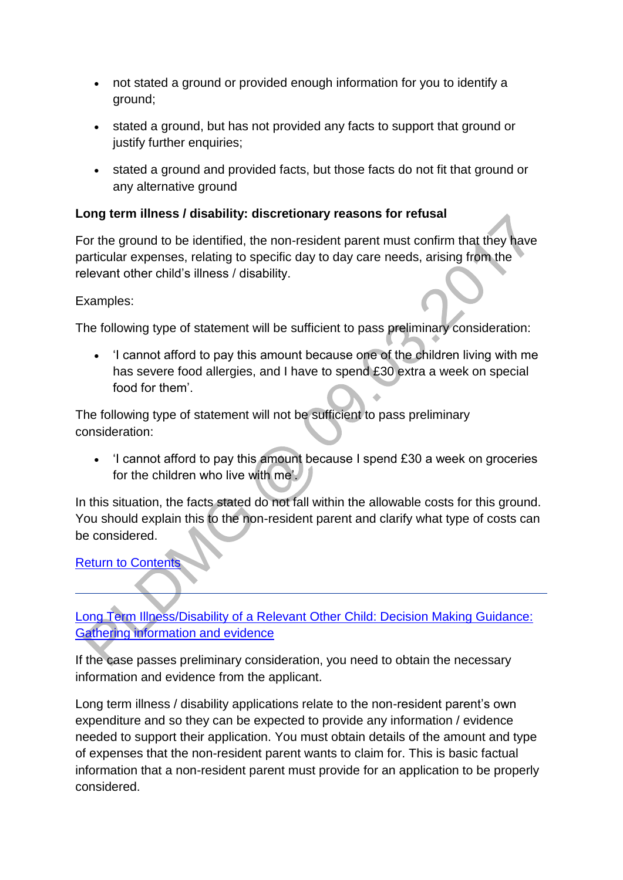- not stated a ground or provided enough information for you to identify a ground;
- stated a ground, but has not provided any facts to support that ground or justify further enquiries;
- stated a ground and provided facts, but those facts do not fit that ground or any alternative ground

**Long term illness / disability: discretionary reasons for refusal**

For the ground to be identified, the non-resident parent must confirm that they have particular expenses, relating to specific day to day care needs, arising from the relevant other child's illness / disability.

Examples:

The following type of statement will be sufficient to pass preliminary consideration:

- 'I cannot afford to pay this amount because one of the children living with me has severe food allergies, and I have to spend £30 extra a week on special food for them'.

The following type of statement will not be sufficient to pass preliminary consideration:

- 'I cannot afford to pay this amount because I spend £30 a week on groceries for the children who live with me'.

In this situation, the facts stated do not fall within the allowable costs for this ground. You should explain this to the non-resident parent and clarify what type of costs can be considered.

Return to Contents

---

## Long Term Illness/Disability of a Relevant Other Child: Decision Making Guidance: Gathering information and evidence

If the case passes preliminary consideration, you need to obtain the necessary information and evidence from the applicant.

Long term illness / disability applications relate to the non-resident parent's own expenditure and so they can be expected to provide any information / evidence needed to support their application. You must obtain details of the amount and type of expenses that the non-resident parent wants to claim for. This is basic factual information that a non-resident parent must provide for an application to be properly considered.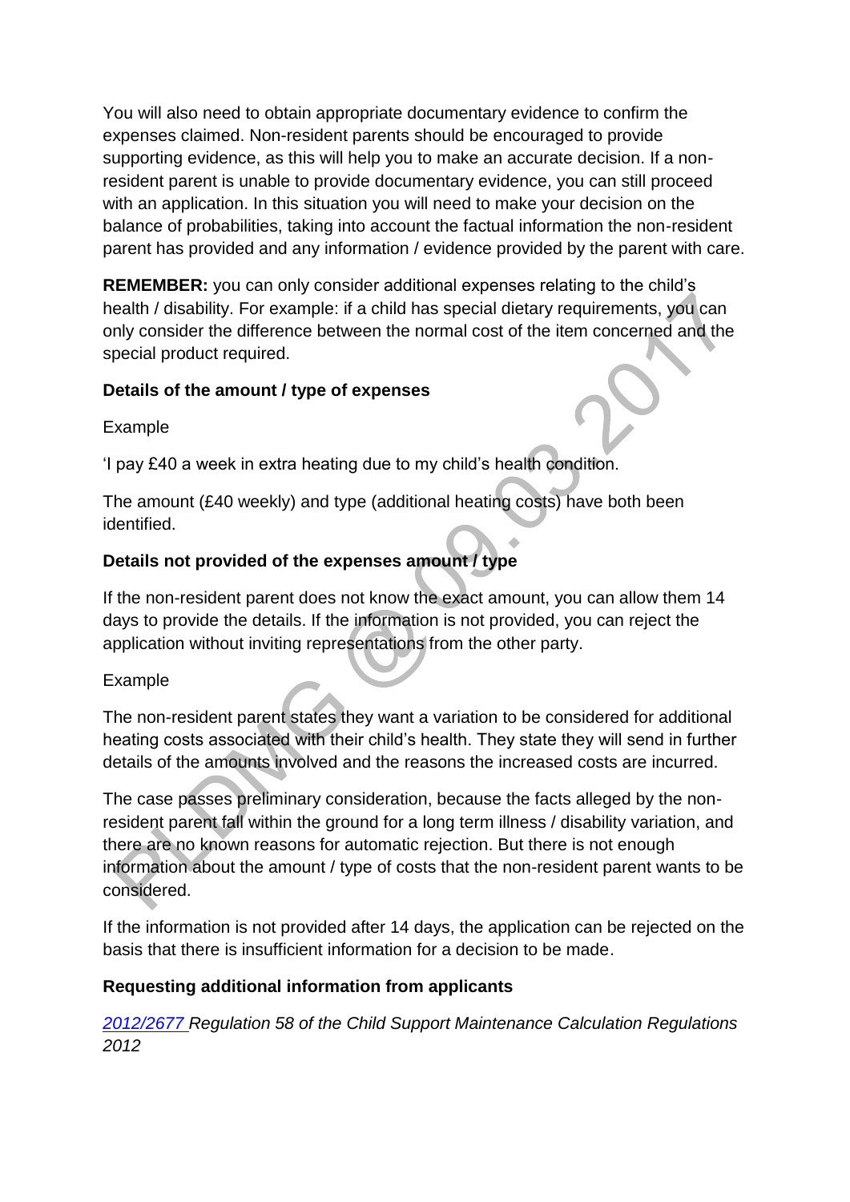You will also need to obtain appropriate documentary evidence to confirm the expenses claimed. Non-resident parents should be encouraged to provide supporting evidence, as this will help you to make an accurate decision. If a non-resident parent is unable to provide documentary evidence, you can still proceed with an application. In this situation you will need to make your decision on the balance of probabilities, taking into account the factual information the non-resident parent has provided and any information / evidence provided by the parent with care.

**REMEMBER:** you can only consider additional expenses relating to the child's health / disability. For example: if a child has special dietary requirements, you can only consider the difference between the normal cost of the item concerned and the special product required.

**Details of the amount / type of expenses**

Example

'I pay £40 a week in extra heating due to my child's health condition.

The amount (£40 weekly) and type (additional heating costs) have both been identified.

**Details not provided of the expenses amount / type**

If the non-resident parent does not know the exact amount, you can allow them 14 days to provide the details. If the information is not provided, you can reject the application without inviting representations from the other party.

Example

The non-resident parent states they want a variation to be considered for additional heating costs associated with their child's health. They state they will send in further details of the amounts involved and the reasons the increased costs are incurred.

The case passes preliminary consideration, because the facts alleged by the non-resident parent fall within the ground for a long term illness / disability variation, and there are no known reasons for automatic rejection. But there is not enough information about the amount / type of costs that the non-resident parent wants to be considered.

If the information is not provided after 14 days, the application can be rejected on the basis that there is insufficient information for a decision to be made.

**Requesting additional information from applicants**

*2012/2677 Regulation 58 of the Child Support Maintenance Calculation Regulations 2012*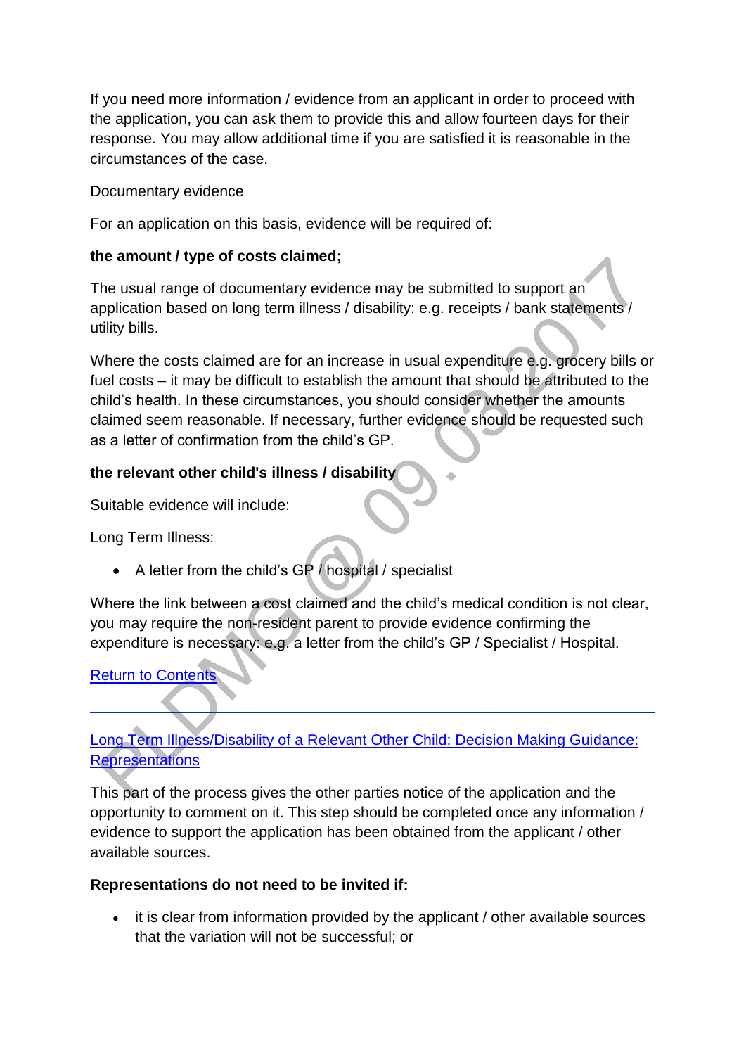If you need more information / evidence from an applicant in order to proceed with the application, you can ask them to provide this and allow fourteen days for their response. You may allow additional time if you are satisfied it is reasonable in the circumstances of the case.

Documentary evidence

For an application on this basis, evidence will be required of:

**the amount / type of costs claimed;**

The usual range of documentary evidence may be submitted to support an application based on long term illness / disability: e.g. receipts / bank statements / utility bills.

Where the costs claimed are for an increase in usual expenditure e.g. grocery bills or fuel costs – it may be difficult to establish the amount that should be attributed to the child's health. In these circumstances, you should consider whether the amounts claimed seem reasonable. If necessary, further evidence should be requested such as a letter of confirmation from the child's GP.

**the relevant other child's illness / disability**

Suitable evidence will include:

Long Term Illness:

- A letter from the child's GP / hospital / specialist

Where the link between a cost claimed and the child's medical condition is not clear, you may require the non-resident parent to provide evidence confirming the expenditure is necessary: e.g. a letter from the child's GP / Specialist / Hospital.

Return to Contents

---

## Long Term Illness/Disability of a Relevant Other Child: Decision Making Guidance: Representations

This part of the process gives the other parties notice of the application and the opportunity to comment on it. This step should be completed once any information / evidence to support the application has been obtained from the applicant / other available sources.

**Representations do not need to be invited if:**

- it is clear from information provided by the applicant / other available sources that the variation will not be successful; or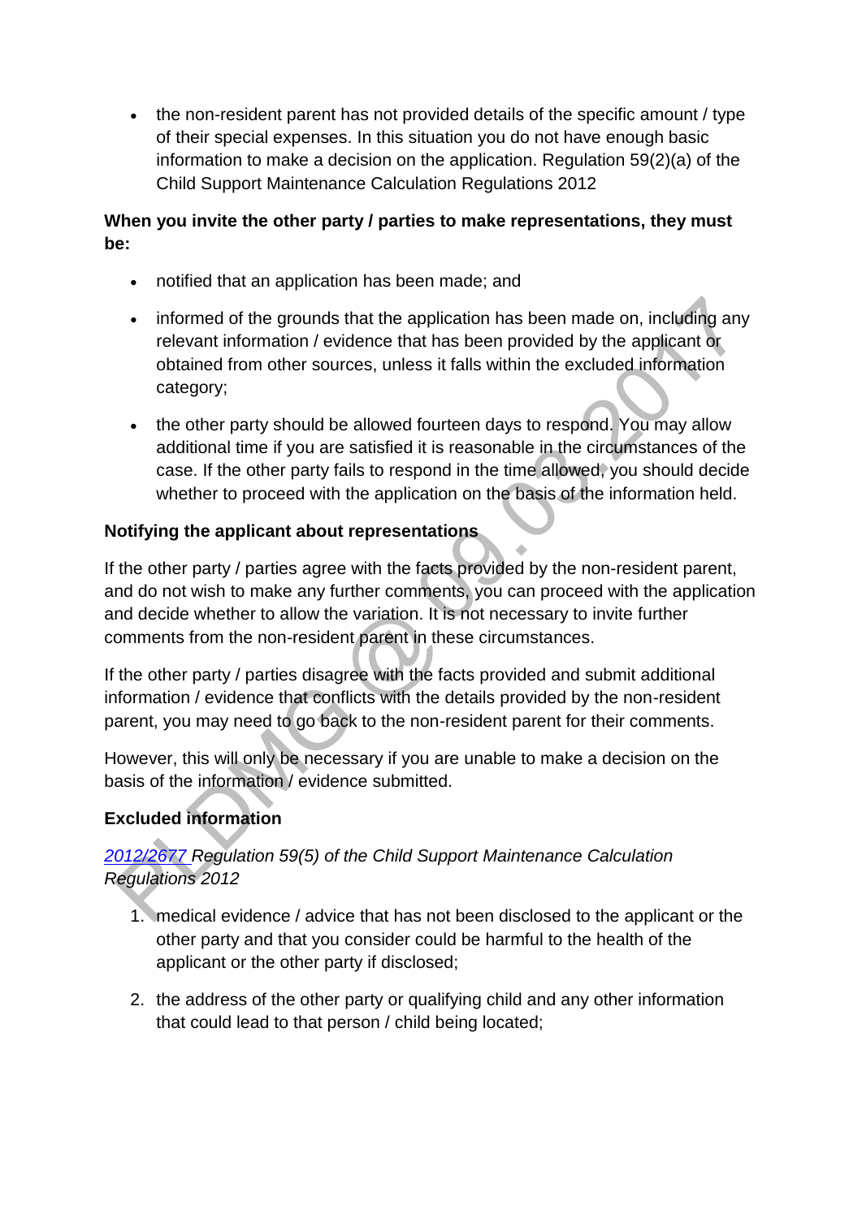- the non-resident parent has not provided details of the specific amount / type of their special expenses. In this situation you do not have enough basic information to make a decision on the application. Regulation 59(2)(a) of the Child Support Maintenance Calculation Regulations 2012

**When you invite the other party / parties to make representations, they must be:**

- notified that an application has been made; and
- informed of the grounds that the application has been made on, including any relevant information / evidence that has been provided by the applicant or obtained from other sources, unless it falls within the excluded information category;
- the other party should be allowed fourteen days to respond. You may allow additional time if you are satisfied it is reasonable in the circumstances of the case. If the other party fails to respond in the time allowed, you should decide whether to proceed with the application on the basis of the information held.

**Notifying the applicant about representations**

If the other party / parties agree with the facts provided by the non-resident parent, and do not wish to make any further comments, you can proceed with the application and decide whether to allow the variation. It is not necessary to invite further comments from the non-resident parent in these circumstances.

If the other party / parties disagree with the facts provided and submit additional information / evidence that conflicts with the details provided by the non-resident parent, you may need to go back to the non-resident parent for their comments.

However, this will only be necessary if you are unable to make a decision on the basis of the information / evidence submitted.

**Excluded information**

*2012/2677 Regulation 59(5) of the Child Support Maintenance Calculation Regulations 2012*

1. medical evidence / advice that has not been disclosed to the applicant or the other party and that you consider could be harmful to the health of the applicant or the other party if disclosed;
2. the address of the other party or qualifying child and any other information that could lead to that person / child being located;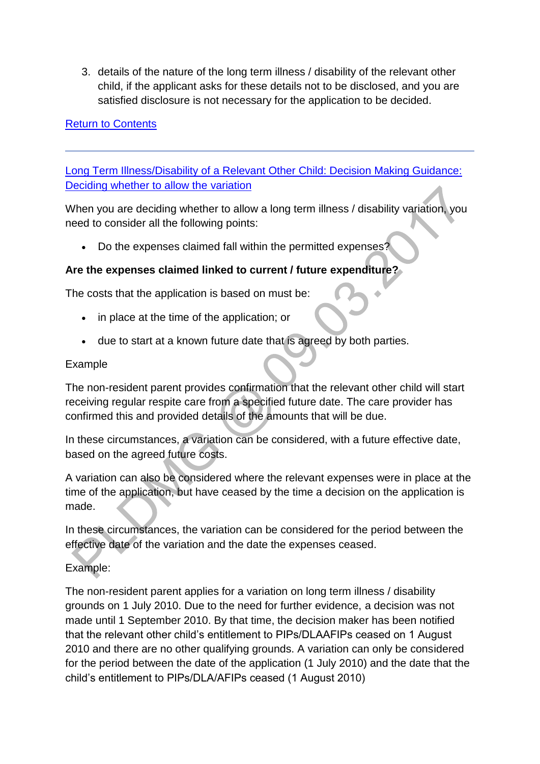3. details of the nature of the long term illness / disability of the relevant other child, if the applicant asks for these details not to be disclosed, and you are satisfied disclosure is not necessary for the application to be decided.

[Return to Contents]

---

[Long Term Illness/Disability of a Relevant Other Child: Decision Making Guidance: Deciding whether to allow the variation]

When you are deciding whether to allow a long term illness / disability variation, you need to consider all the following points:

- Do the expenses claimed fall within the permitted expenses?

**Are the expenses claimed linked to current / future expenditure?**

The costs that the application is based on must be:

- in place at the time of the application; or
- due to start at a known future date that is agreed by both parties.

Example

The non-resident parent provides confirmation that the relevant other child will start receiving regular respite care from a specified future date. The care provider has confirmed this and provided details of the amounts that will be due.

In these circumstances, a variation can be considered, with a future effective date, based on the agreed future costs.

A variation can also be considered where the relevant expenses were in place at the time of the application, but have ceased by the time a decision on the application is made.

In these circumstances, the variation can be considered for the period between the effective date of the variation and the date the expenses ceased.

Example:

The non-resident parent applies for a variation on long term illness / disability grounds on 1 July 2010. Due to the need for further evidence, a decision was not made until 1 September 2010. By that time, the decision maker has been notified that the relevant other child's entitlement to PIPs/DLAAFIPs ceased on 1 August 2010 and there are no other qualifying grounds. A variation can only be considered for the period between the date of the application (1 July 2010) and the date that the child's entitlement to PIPs/DLA/AFIPs ceased (1 August 2010)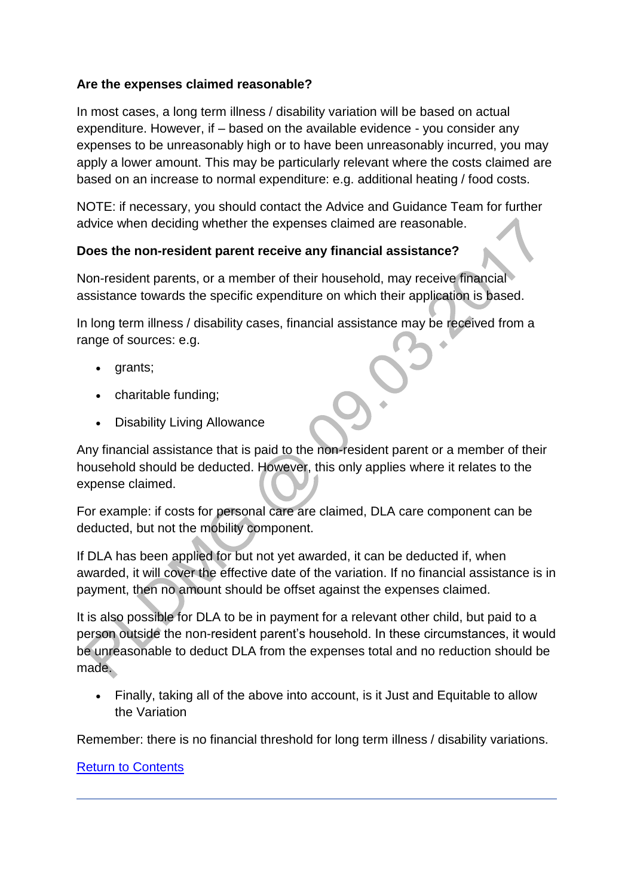**Are the expenses claimed reasonable?**

In most cases, a long term illness / disability variation will be based on actual expenditure. However, if – based on the available evidence - you consider any expenses to be unreasonably high or to have been unreasonably incurred, you may apply a lower amount. This may be particularly relevant where the costs claimed are based on an increase to normal expenditure: e.g. additional heating / food costs.

NOTE: if necessary, you should contact the Advice and Guidance Team for further advice when deciding whether the expenses claimed are reasonable.

**Does the non-resident parent receive any financial assistance?**

Non-resident parents, or a member of their household, may receive financial assistance towards the specific expenditure on which their application is based.

In long term illness / disability cases, financial assistance may be received from a range of sources: e.g.

- grants;
- charitable funding;
- Disability Living Allowance

Any financial assistance that is paid to the non-resident parent or a member of their household should be deducted. However, this only applies where it relates to the expense claimed.

For example: if costs for personal care are claimed, DLA care component can be deducted, but not the mobility component.

If DLA has been applied for but not yet awarded, it can be deducted if, when awarded, it will cover the effective date of the variation. If no financial assistance is in payment, then no amount should be offset against the expenses claimed.

It is also possible for DLA to be in payment for a relevant other child, but paid to a person outside the non-resident parent's household. In these circumstances, it would be unreasonable to deduct DLA from the expenses total and no reduction should be made.

- Finally, taking all of the above into account, is it Just and Equitable to allow the Variation

Remember: there is no financial threshold for long term illness / disability variations.

Return to Contents

---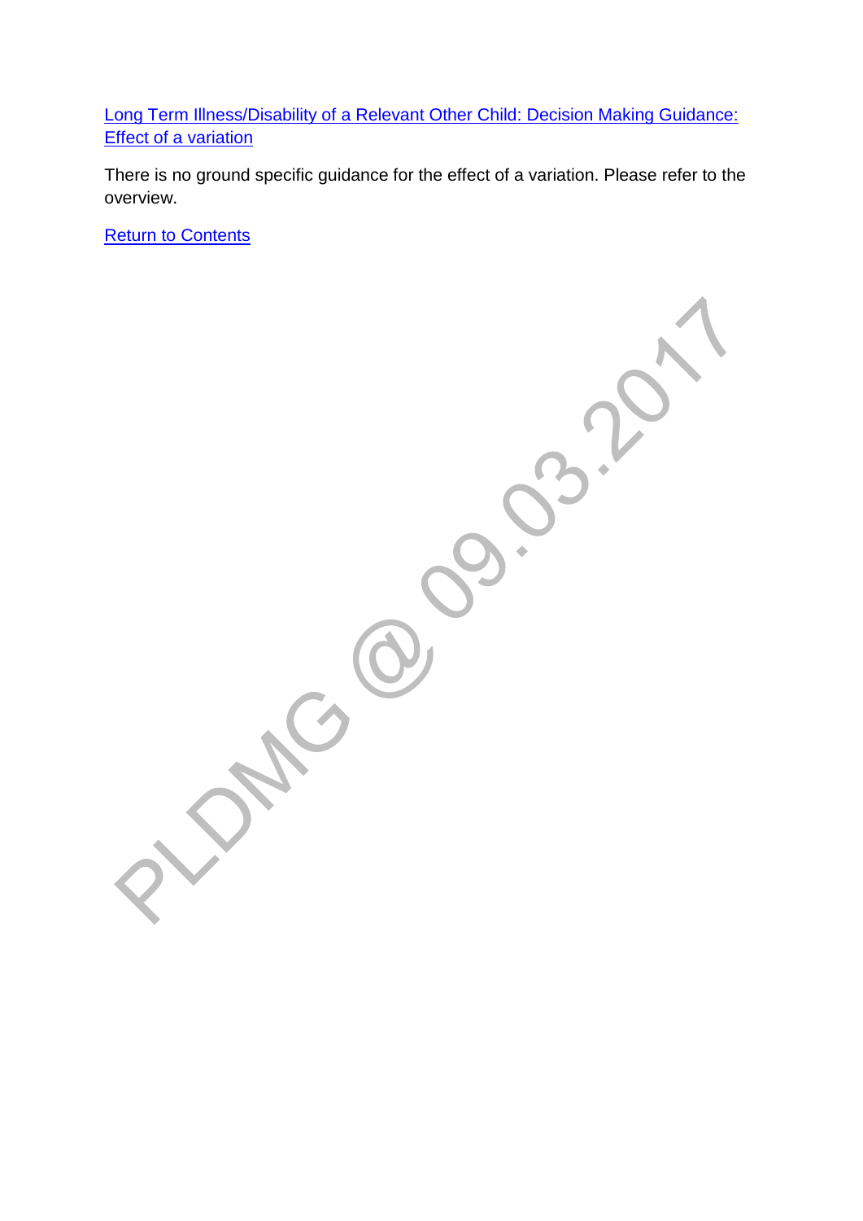Long Term Illness/Disability of a Relevant Other Child: Decision Making Guidance: Effect of a variation

There is no ground specific guidance for the effect of a variation. Please refer to the overview.

Return to Contents